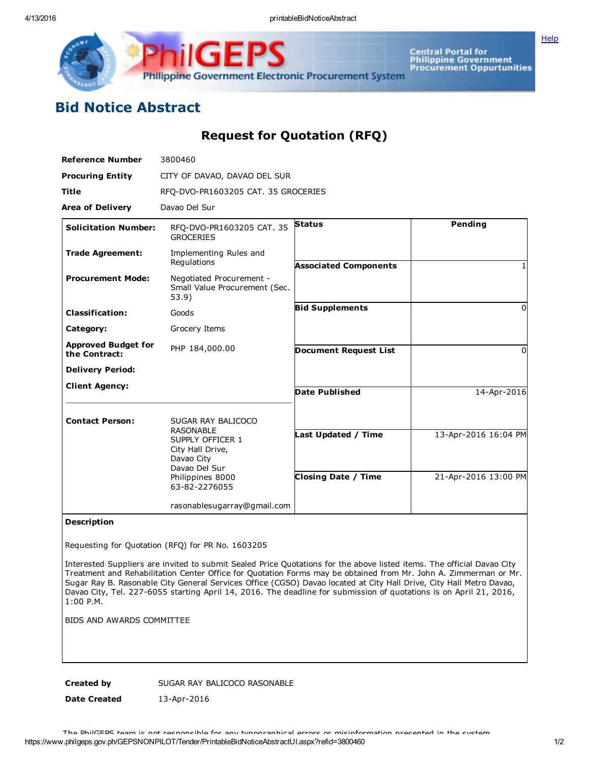# Bid Notice Abstract

## Request for Quotation (RFQ)

| | |
|---|---|
| **Reference Number** | 3800460 |
| **Procuring Entity** | CITY OF DAVAO, DAVAO DEL SUR |
| **Title** | RFQ-DVO-PR1603205 CAT. 35 GROCERIES |
| **Area of Delivery** | Davao Del Sur |

| | | | |
|---|---|---|---|
| **Solicitation Number:** | RFQ-DVO-PR1603205 CAT. 35 GROCERIES | **Status** | Pending |
| **Trade Agreement:** | Implementing Rules and Regulations | **Associated Components** | 1 |
| **Procurement Mode:** | Negotiated Procurement - Small Value Procurement (Sec. 53.9) | **Bid Supplements** | 0 |
| **Classification:** | Goods | **Document Request List** | 0 |
| **Category:** | Grocery Items | **Date Published** | 14-Apr-2016 |
| **Approved Budget for the Contract:** | PHP 184,000.00 | **Last Updated / Time** | 13-Apr-2016 16:04 PM |
| **Delivery Period:** | | **Closing Date / Time** | 21-Apr-2016 13:00 PM |
| **Client Agency:** | | | |
| **Contact Person:** | SUGAR RAY BALICOCO RASONABLE<br>SUPPLY OFFICER 1<br>City Hall Drive,<br>Davao City<br>Davao Del Sur<br>Philippines 8000<br>63-82-2276055<br><br>rasonablesugarray@gmail.com | | |

**Description**

Requesting for Quotation (RFQ) for PR No. 1603205

Interested Suppliers are invited to submit Sealed Price Quotations for the above listed items. The official Davao City Treatment and Rehabilitation Center Office for Quotation Forms may be obtained from Mr. John A. Zimmerman or Mr. Sugar Ray B. Rasonable City General Services Office (CGSO) Davao located at City Hall Drive, City Hall Metro Davao, Davao City, Tel. 227-6055 starting April 14, 2016. The deadline for submission of quotations is on April 21, 2016, 1:00 P.M.

BIDS AND AWARDS COMMITTEE

| | |
|---|---|
| **Created by** | SUGAR RAY BALICOCO RASONABLE |
| **Date Created** | 13-Apr-2016 |

The PhilGEPS team is not responsible for any typographical errors or misinformation presented in the system.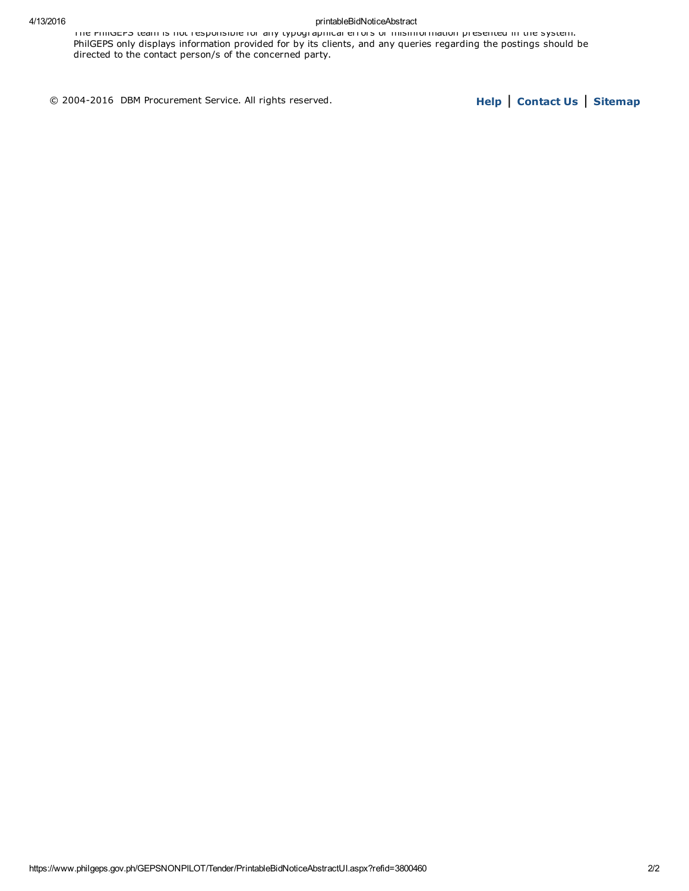The PhilGEPS team is not responsible for any typographical errors or misinformation presented in the system. PhilGEPS only displays information provided for by its clients, and any queries regarding the postings should be directed to the contact person/s of the concerned party.

© 2004-2016 DBM Procurement Service. All rights reserved.

**Help** | **Contact Us** | **Sitemap**